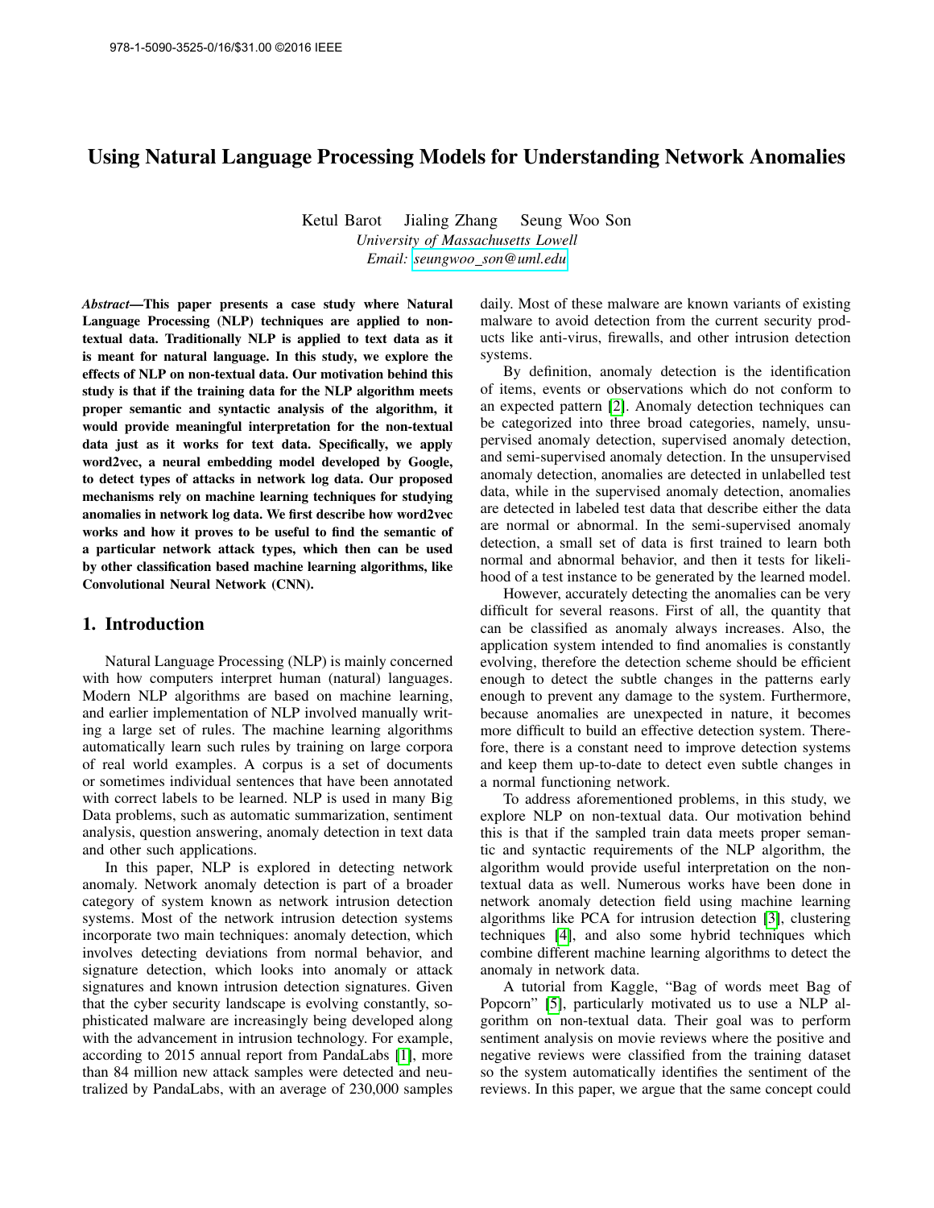# Using Natural Language Processing Models for Understanding Network Anomalies

Ketul Barot Jialing Zhang Seung Woo Son

*University of Massachusetts Lowell*

*Email: seungwoo_son@uml.edu*

***Abstract*—This paper presents a case study where Natural Language Processing (NLP) techniques are applied to non-textual data. Traditionally NLP is applied to text data as it is meant for natural language. In this study, we explore the effects of NLP on non-textual data. Our motivation behind this study is that if the training data for the NLP algorithm meets proper semantic and syntactic analysis of the algorithm, it would provide meaningful interpretation for the non-textual data just as it works for text data. Specifically, we apply word2vec, a neural embedding model developed by Google, to detect types of attacks in network log data. Our proposed mechanisms rely on machine learning techniques for studying anomalies in network log data. We first describe how word2vec works and how it proves to be useful to find the semantic of a particular network attack types, which then can be used by other classification based machine learning algorithms, like Convolutional Neural Network (CNN).**

## 1. Introduction

Natural Language Processing (NLP) is mainly concerned with how computers interpret human (natural) languages. Modern NLP algorithms are based on machine learning, and earlier implementation of NLP involved manually writing a large set of rules. The machine learning algorithms automatically learn such rules by training on large corpora of real world examples. A corpus is a set of documents or sometimes individual sentences that have been annotated with correct labels to be learned. NLP is used in many Big Data problems, such as automatic summarization, sentiment analysis, question answering, anomaly detection in text data and other such applications.

In this paper, NLP is explored in detecting network anomaly. Network anomaly detection is part of a broader category of system known as network intrusion detection systems. Most of the network intrusion detection systems incorporate two main techniques: anomaly detection, which involves detecting deviations from normal behavior, and signature detection, which looks into anomaly or attack signatures and known intrusion detection signatures. Given that the cyber security landscape is evolving constantly, sophisticated malware are increasingly being developed along with the advancement in intrusion technology. For example, according to 2015 annual report from PandaLabs [1], more than 84 million new attack samples were detected and neutralized by PandaLabs, with an average of 230,000 samples daily. Most of these malware are known variants of existing malware to avoid detection from the current security products like anti-virus, firewalls, and other intrusion detection systems.

By definition, anomaly detection is the identification of items, events or observations which do not conform to an expected pattern [2]. Anomaly detection techniques can be categorized into three broad categories, namely, unsupervised anomaly detection, supervised anomaly detection, and semi-supervised anomaly detection. In the unsupervised anomaly detection, anomalies are detected in unlabelled test data, while in the supervised anomaly detection, anomalies are detected in labeled test data that describe either the data are normal or abnormal. In the semi-supervised anomaly detection, a small set of data is first trained to learn both normal and abnormal behavior, and then it tests for likelihood of a test instance to be generated by the learned model.

However, accurately detecting the anomalies can be very difficult for several reasons. First of all, the quantity that can be classified as anomaly always increases. Also, the application system intended to find anomalies is constantly evolving, therefore the detection scheme should be efficient enough to detect the subtle changes in the patterns early enough to prevent any damage to the system. Furthermore, because anomalies are unexpected in nature, it becomes more difficult to build an effective detection system. Therefore, there is a constant need to improve detection systems and keep them up-to-date to detect even subtle changes in a normal functioning network.

To address aforementioned problems, in this study, we explore NLP on non-textual data. Our motivation behind this is that if the sampled train data meets proper semantic and syntactic requirements of the NLP algorithm, the algorithm would provide useful interpretation on the non-textual data as well. Numerous works have been done in network anomaly detection field using machine learning algorithms like PCA for intrusion detection [3], clustering techniques [4], and also some hybrid techniques which combine different machine learning algorithms to detect the anomaly in network data.

A tutorial from Kaggle, "Bag of words meet Bag of Popcorn" [5], particularly motivated us to use a NLP algorithm on non-textual data. Their goal was to perform sentiment analysis on movie reviews where the positive and negative reviews were classified from the training dataset so the system automatically identifies the sentiment of the reviews. In this paper, we argue that the same concept could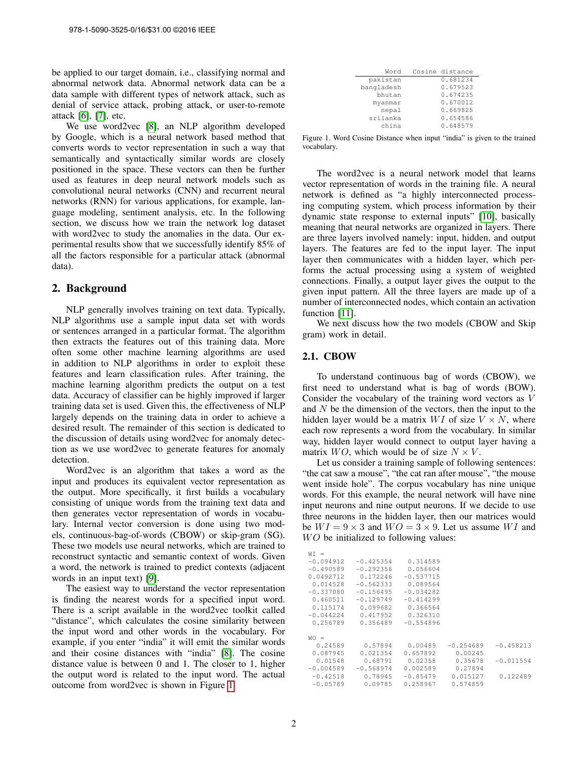be applied to our target domain, i.e., classifying normal and abnormal network data. Abnormal network data can be a data sample with different types of network attack, such as denial of service attack, probing attack, or user-to-remote attack [6], [7], etc.

We use word2vec [8], an NLP algorithm developed by Google, which is a neural network based method that converts words to vector representation in such a way that semantically and syntactically similar words are closely positioned in the space. These vectors can then be further used as features in deep neural network models such as convolutional neural networks (CNN) and recurrent neural networks (RNN) for various applications, for example, language modeling, sentiment analysis, etc. In the following section, we discuss how we train the network log dataset with word2vec to study the anomalies in the data. Our experimental results show that we successfully identify 85% of all the factors responsible for a particular attack (abnormal data).

## 2. Background

NLP generally involves training on text data. Typically, NLP algorithms use a sample input data set with words or sentences arranged in a particular format. The algorithm then extracts the features out of this training data. More often some other machine learning algorithms are used in addition to NLP algorithms in order to exploit these features and learn classification rules. After training, the machine learning algorithm predicts the output on a test data. Accuracy of classifier can be highly improved if larger training data set is used. Given this, the effectiveness of NLP largely depends on the training data in order to achieve a desired result. The remainder of this section is dedicated to the discussion of details using word2vec for anomaly detection as we use word2vec to generate features for anomaly detection.

Word2vec is an algorithm that takes a word as the input and produces its equivalent vector representation as the output. More specifically, it first builds a vocabulary consisting of unique words from the training text data and then generates vector representation of words in vocabulary. Internal vector conversion is done using two models, continuous-bag-of-words (CBOW) or skip-gram (SG). These two models use neural networks, which are trained to reconstruct syntactic and semantic context of words. Given a word, the network is trained to predict contexts (adjacent words in an input text) [9].

The easiest way to understand the vector representation is finding the nearest words for a specified input word. There is a script available in the word2vec toolkit called "distance", which calculates the cosine similarity between the input word and other words in the vocabulary. For example, if you enter "india" it will emit the similar words and their cosine distances with "india" [8]. The cosine distance value is between 0 and 1. The closer to 1, higher the output word is related to the input word. The actual outcome from word2vec is shown in Figure 1.

| Word | Cosine distance |
| --- | --- |
| pakistan | 0.681234 |
| bangladesh | 0.679523 |
| bhutan | 0.674235 |
| myanmar | 0.670012 |
| nepal | 0.669825 |
| srilanka | 0.654586 |
| china | 0.648579 |

Figure 1. Word Cosine Distance when input "india" is given to the trained vocabulary.

The word2vec is a neural network model that learns vector representation of words in the training file. A neural network is defined as "a highly interconnected processing computing system, which process information by their dynamic state response to external inputs" [10], basically meaning that neural networks are organized in layers. There are three layers involved namely: input, hidden, and output layers. The features are fed to the input layer. The input layer then communicates with a hidden layer, which performs the actual processing using a system of weighted connections. Finally, a output layer gives the output to the given input pattern. All the three layers are made up of a number of interconnected nodes, which contain an activation function [11].

We next discuss how the two models (CBOW and Skip gram) work in detail.

### 2.1. CBOW

To understand continuous bag of words (CBOW), we first need to understand what is bag of words (BOW). Consider the vocabulary of the training word vectors as $V$ and $N$ be the dimension of the vectors, then the input to the hidden layer would be a matrix $WI$ of size $V \times N$, where each row represents a word from the vocabulary. In similar way, hidden layer would connect to output layer having a matrix $WO$, which would be of size $N \times V$.

Let us consider a training sample of following sentences: "the cat saw a mouse", "the cat ran after mouse", "the mouse went inside hole". The corpus vocabulary has nine unique words. For this example, the neural network will have nine input neurons and nine output neurons. If we decide to use three neurons in the hidden layer, then our matrices would be $WI = 9 \times 3$ and $WO = 3 \times 9$. Let us assume $WI$ and $WO$ be initialized to following values:

```
WI =
-0.094912   -0.425354    0.314589
-0.490589   -0.292356    0.056604
0.0492712    0.172246   -0.537715
 0.014528   -0.562333    0.089564
-0.337080   -0.156495   -0.034282
 0.460511   -0.129749   -0.414299
 0.115174    0.099682    0.366564
-0.044224    0.417952    0.326310
 0.256789    0.356489   -0.554896

WO =
  0.24589     0.57894    0.00489   -0.254689   -0.458213
  0.087945    0.021354   0.657892   0.00245
  0.01548     0.68791    0.02358    0.35678    -0.011554
 -0.004589   -0.568974   0.002589   0.27894
 -0.42518     0.78945   -0.85479    0.015127    0.122489
 -0.05789     0.09785    0.258967   0.574859
```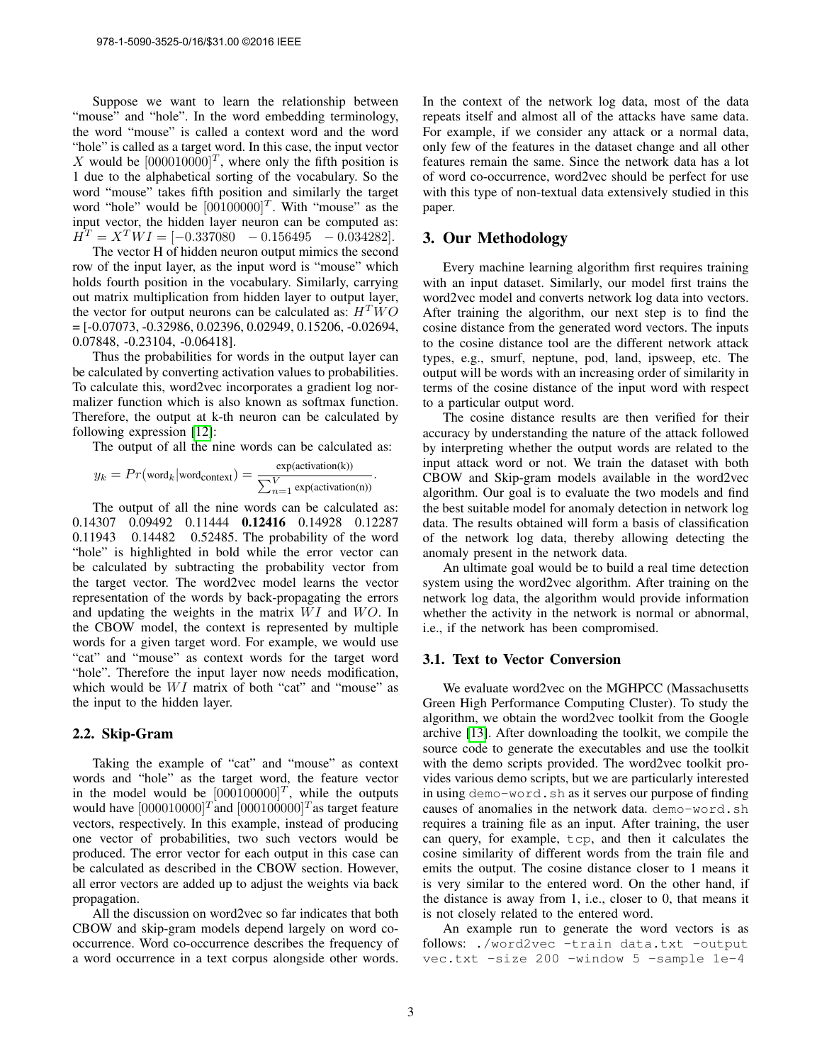Suppose we want to learn the relationship between "mouse" and "hole". In the word embedding terminology, the word "mouse" is called a context word and the word "hole" is called as a target word. In this case, the input vector $X$ would be $[000010000]^T$, where only the fifth position is 1 due to the alphabetical sorting of the vocabulary. So the word "mouse" takes fifth position and similarly the target word "hole" would be $[00100000]^T$. With "mouse" as the input vector, the hidden layer neuron can be computed as: $H^T = X^T WI = [-0.337080 \quad -0.156495 \quad -0.034282]$.

The vector H of hidden neuron output mimics the second row of the input layer, as the input word is "mouse" which holds fourth position in the vocabulary. Similarly, carrying out matrix multiplication from hidden layer to output layer, the vector for output neurons can be calculated as: $H^T WO$ = [-0.07073, -0.32986, 0.02396, 0.02949, 0.15206, -0.02694, 0.07848, -0.23104, -0.06418].

Thus the probabilities for words in the output layer can be calculated by converting activation values to probabilities. To calculate this, word2vec incorporates a gradient log normalizer function which is also known as softmax function. Therefore, the output at k-th neuron can be calculated by following expression [12]:

The output of all the nine words can be calculated as:

$$y_k = Pr(\text{word}_k|\text{word}_{\text{context}}) = \frac{\exp(\text{activation(k)})}{\sum_{n=1}^{V} \exp(\text{activation(n)})}.$$

The output of all the nine words can be calculated as: 0.14307 0.09492 0.11444 **0.12416** 0.14928 0.12287 0.11943 0.14482 0.52485. The probability of the word "hole" is highlighted in bold while the error vector can be calculated by subtracting the probability vector from the target vector. The word2vec model learns the vector representation of the words by back-propagating the errors and updating the weights in the matrix $WI$ and $WO$. In the CBOW model, the context is represented by multiple words for a given target word. For example, we would use "cat" and "mouse" as context words for the target word "hole". Therefore the input layer now needs modification, which would be $WI$ matrix of both "cat" and "mouse" as the input to the hidden layer.

### 2.2. Skip-Gram

Taking the example of "cat" and "mouse" as context words and "hole" as the target word, the feature vector in the model would be $[000100000]^T$, while the outputs would have $[000010000]^T$ and $[000100000]^T$ as target feature vectors, respectively. In this example, instead of producing one vector of probabilities, two such vectors would be produced. The error vector for each output in this case can be calculated as described in the CBOW section. However, all error vectors are added up to adjust the weights via back propagation.

All the discussion on word2vec so far indicates that both CBOW and skip-gram models depend largely on word co-occurrence. Word co-occurrence describes the frequency of a word occurrence in a text corpus alongside other words. In the context of the network log data, most of the data repeats itself and almost all of the attacks have same data. For example, if we consider any attack or a normal data, only few of the features in the dataset change and all other features remain the same. Since the network data has a lot of word co-occurrence, word2vec should be perfect for use with this type of non-textual data extensively studied in this paper.

## 3. Our Methodology

Every machine learning algorithm first requires training with an input dataset. Similarly, our model first trains the word2vec model and converts network log data into vectors. After training the algorithm, our next step is to find the cosine distance from the generated word vectors. The inputs to the cosine distance tool are the different network attack types, e.g., smurf, neptune, pod, land, ipsweep, etc. The output will be words with an increasing order of similarity in terms of the cosine distance of the input word with respect to a particular output word.

The cosine distance results are then verified for their accuracy by understanding the nature of the attack followed by interpreting whether the output words are related to the input attack word or not. We train the dataset with both CBOW and Skip-gram models available in the word2vec algorithm. Our goal is to evaluate the two models and find the best suitable model for anomaly detection in network log data. The results obtained will form a basis of classification of the network log data, thereby allowing detecting the anomaly present in the network data.

An ultimate goal would be to build a real time detection system using the word2vec algorithm. After training on the network log data, the algorithm would provide information whether the activity in the network is normal or abnormal, i.e., if the network has been compromised.

### 3.1. Text to Vector Conversion

We evaluate word2vec on the MGHPCC (Massachusetts Green High Performance Computing Cluster). To study the algorithm, we obtain the word2vec toolkit from the Google archive [13]. After downloading the toolkit, we compile the source code to generate the executables and use the toolkit with the demo scripts provided. The word2vec toolkit provides various demo scripts, but we are particularly interested in using `demo-word.sh` as it serves our purpose of finding causes of anomalies in the network data. `demo-word.sh` requires a training file as an input. After training, the user can query, for example, `tcp`, and then it calculates the cosine similarity of different words from the train file and emits the output. The cosine distance closer to 1 means it is very similar to the entered word. On the other hand, if the distance is away from 1, i.e., closer to 0, that means it is not closely related to the entered word.

An example run to generate the word vectors is as follows: `./word2vec -train data.txt -output vec.txt -size 200 -window 5 -sample 1e-4`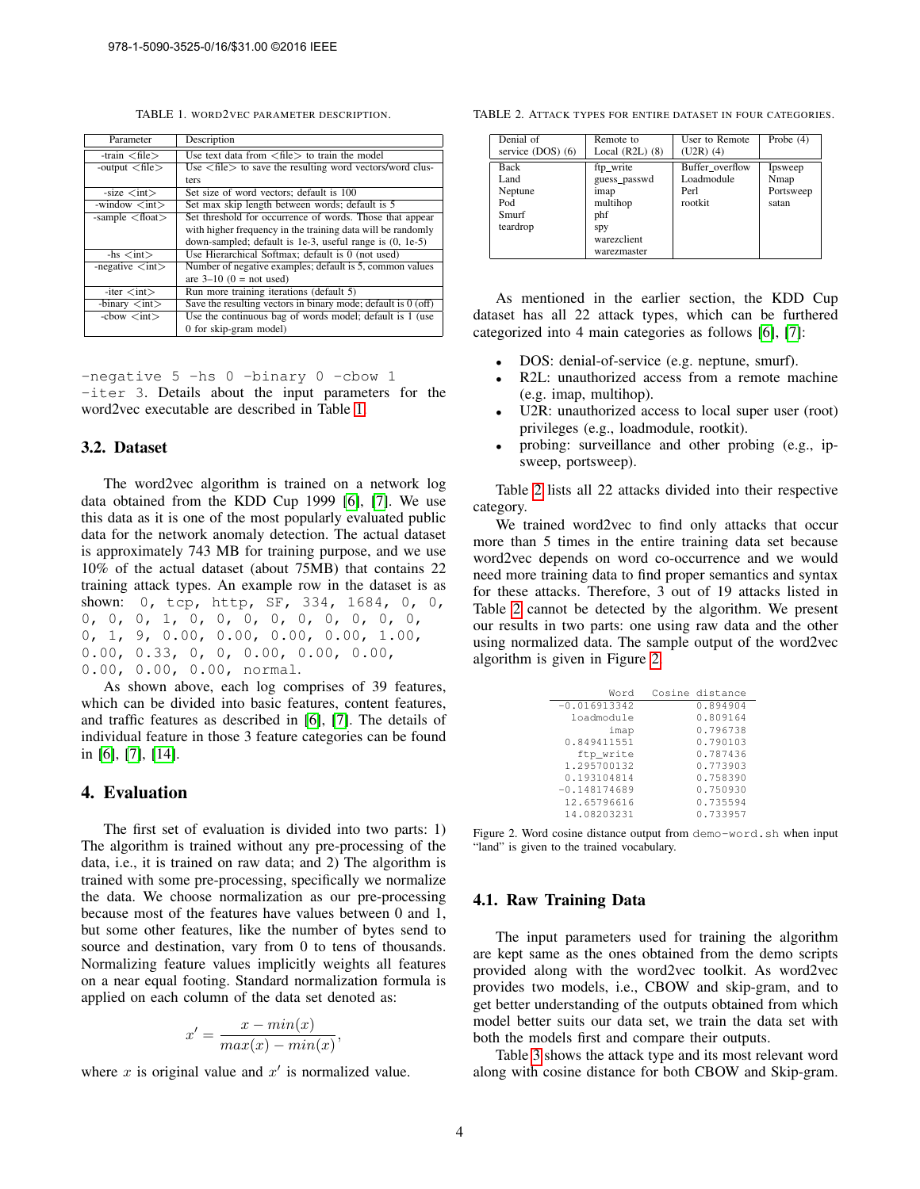TABLE 1. WORD2VEC PARAMETER DESCRIPTION.

| Parameter | Description |
| --- | --- |
| -train <file> | Use text data from <file> to train the model |
| -output <file> | Use <file> to save the resulting word vectors/word clusters |
| -size <int> | Set size of word vectors; default is 100 |
| -window <int> | Set max skip length between words; default is 5 |
| -sample <float> | Set threshold for occurrence of words. Those that appear with higher frequency in the training data will be randomly down-sampled; default is 1e-3, useful range is (0, 1e-5) |
| -hs <int> | Use Hierarchical Softmax; default is 0 (not used) |
| -negative <int> | Number of negative examples; default is 5, common values are 3–10 (0 = not used) |
| -iter <int> | Run more training iterations (default 5) |
| -binary <int> | Save the resulting vectors in binary mode; default is 0 (off) |
| -cbow <int> | Use the continuous bag of words model; default is 1 (use 0 for skip-gram model) |

`-negative 5 -hs 0 -binary 0 -cbow 1 -iter 3`. Details about the input parameters for the word2vec executable are described in Table 1.

### 3.2. Dataset

The word2vec algorithm is trained on a network log data obtained from the KDD Cup 1999 [6], [7]. We use this data as it is one of the most popularly evaluated public data for the network anomaly detection. The actual dataset is approximately 743 MB for training purpose, and we use 10% of the actual dataset (about 75MB) that contains 22 training attack types. An example row in the dataset is as shown: `0, tcp, http, SF, 334, 1684, 0, 0, 0, 0, 0, 1, 0, 0, 0, 0, 0, 0, 0, 0, 0, 0, 1, 9, 0.00, 0.00, 0.00, 0.00, 1.00, 0.00, 0.33, 0, 0, 0.00, 0.00, 0.00, 0.00, 0.00, 0.00, normal.`

As shown above, each log comprises of 39 features, which can be divided into basic features, content features, and traffic features as described in [6], [7]. The details of individual feature in those 3 feature categories can be found in [6], [7], [14].

## 4. Evaluation

The first set of evaluation is divided into two parts: 1) The algorithm is trained without any pre-processing of the data, i.e., it is trained on raw data; and 2) The algorithm is trained with some pre-processing, specifically we normalize the data. We choose normalization as our pre-processing because most of the features have values between 0 and 1, but some other features, like the number of bytes send to source and destination, vary from 0 to tens of thousands. Normalizing feature values implicitly weights all features on a near equal footing. Standard normalization formula is applied on each column of the data set denoted as:

$$x' = \frac{x - min(x)}{max(x) - min(x)},$$

where $x$ is original value and $x'$ is normalized value.

TABLE 2. ATTACK TYPES FOR ENTIRE DATASET IN FOUR CATEGORIES.

| Denial of service (DOS) (6) | Remote to Local (R2L) (8) | User to Remote (U2R) (4) | Probe (4) |
| --- | --- | --- | --- |
| Back | ftp_write | Buffer_overflow | Ipsweep |
| Land | guess_passwd | Loadmodule | Nmap |
| Neptune | imap | Perl | Portsweep |
| Pod | multihop | rootkit | satan |
| Smurf | phf | | |
| teardrop | spy | | |
| | warezclient | | |
| | warezmaster | | |

As mentioned in the earlier section, the KDD Cup dataset has all 22 attack types, which can be furthered categorized into 4 main categories as follows [6], [7]:

- DOS: denial-of-service (e.g. neptune, smurf).
- R2L: unauthorized access from a remote machine (e.g. imap, multihop).
- U2R: unauthorized access to local super user (root) privileges (e.g., loadmodule, rootkit).
- probing: surveillance and other probing (e.g., ipsweep, portsweep).

Table 2 lists all 22 attacks divided into their respective category.

We trained word2vec to find only attacks that occur more than 5 times in the entire training data set because word2vec depends on word co-occurrence and we would need more training data to find proper semantics and syntax for these attacks. Therefore, 3 out of 19 attacks listed in Table 2 cannot be detected by the algorithm. We present our results in two parts: one using raw data and the other using normalized data. The sample output of the word2vec algorithm is given in Figure 2.

| Word | Cosine distance |
| --- | --- |
| -0.016913342 | 0.894904 |
| loadmodule | 0.809164 |
| imap | 0.796738 |
| 0.849411551 | 0.790103 |
| ftp_write | 0.787436 |
| 1.295700132 | 0.773903 |
| 0.193104814 | 0.758390 |
| -0.148174689 | 0.750930 |
| 12.65796616 | 0.735594 |
| 14.08203231 | 0.733957 |

Figure 2. Word cosine distance output from `demo-word.sh` when input "land" is given to the trained vocabulary.

### 4.1. Raw Training Data

The input parameters used for training the algorithm are kept same as the ones obtained from the demo scripts provided along with the word2vec toolkit. As word2vec provides two models, i.e., CBOW and skip-gram, and to get better understanding of the outputs obtained from which model better suits our data set, we train the data set with both the models first and compare their outputs.

Table 3 shows the attack type and its most relevant word along with cosine distance for both CBOW and Skip-gram.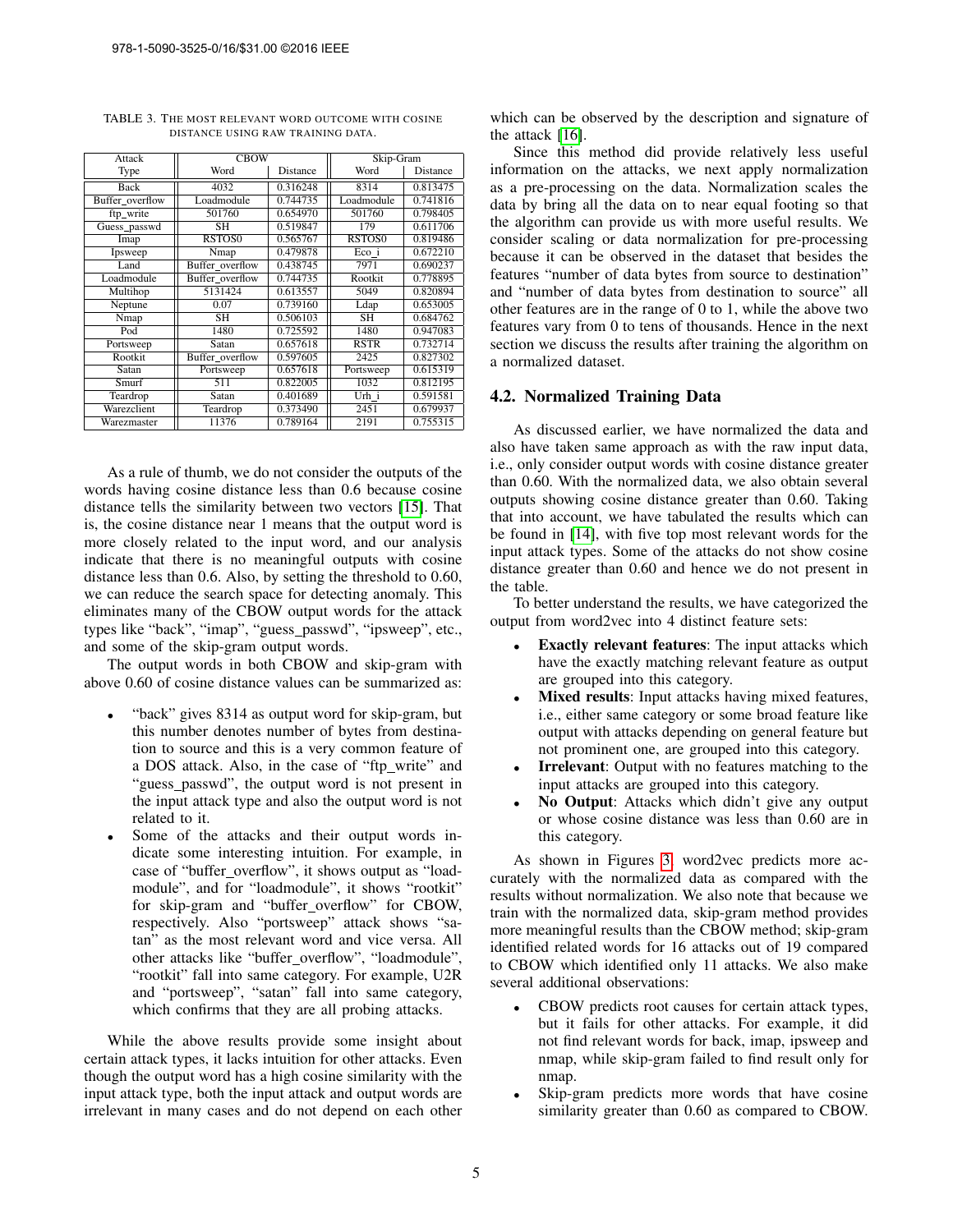TABLE 3. THE MOST RELEVANT WORD OUTCOME WITH COSINE DISTANCE USING RAW TRAINING DATA.

| Attack Type | CBOW | | Skip-Gram | |
|---|---|---|---|---|
| | Word | Distance | Word | Distance |
| Back | 4032 | 0.316248 | 8314 | 0.813475 |
| Buffer_overflow | Loadmodule | 0.744735 | Loadmodule | 0.741816 |
| ftp_write | 501760 | 0.654970 | 501760 | 0.798405 |
| Guess_passwd | SH | 0.519847 | 179 | 0.611706 |
| Imap | RSTOS0 | 0.565767 | RSTOS0 | 0.819486 |
| Ipsweep | Nmap | 0.479878 | Eco_i | 0.672210 |
| Land | Buffer_overflow | 0.438745 | 7971 | 0.690237 |
| Loadmodule | Buffer_overflow | 0.744735 | Rootkit | 0.778895 |
| Multihop | 5131424 | 0.613557 | 5049 | 0.820894 |
| Neptune | 0.07 | 0.739160 | Ldap | 0.653005 |
| Nmap | SH | 0.506103 | SH | 0.684762 |
| Pod | 1480 | 0.725592 | 1480 | 0.947083 |
| Portsweep | Satan | 0.657618 | RSTR | 0.732714 |
| Rootkit | Buffer_overflow | 0.597605 | 2425 | 0.827302 |
| Satan | Portsweep | 0.657618 | Portsweep | 0.615319 |
| Smurf | 511 | 0.822005 | 1032 | 0.812195 |
| Teardrop | Satan | 0.401689 | Urh_i | 0.591581 |
| Warezclient | Teardrop | 0.373490 | 2451 | 0.679937 |
| Warezmaster | 11376 | 0.789164 | 2191 | 0.755315 |

As a rule of thumb, we do not consider the outputs of the words having cosine distance less than 0.6 because cosine distance tells the similarity between two vectors [15]. That is, the cosine distance near 1 means that the output word is more closely related to the input word, and our analysis indicate that there is no meaningful outputs with cosine distance less than 0.6. Also, by setting the threshold to 0.60, we can reduce the search space for detecting anomaly. This eliminates many of the CBOW output words for the attack types like "back", "imap", "guess_passwd", "ipsweep", etc., and some of the skip-gram output words.

The output words in both CBOW and skip-gram with above 0.60 of cosine distance values can be summarized as:

- "back" gives 8314 as output word for skip-gram, but this number denotes number of bytes from destination to source and this is a very common feature of a DOS attack. Also, in the case of "ftp_write" and "guess_passwd", the output word is not present in the input attack type and also the output word is not related to it.
- Some of the attacks and their output words indicate some interesting intuition. For example, in case of "buffer_overflow", it shows output as "loadmodule", and for "loadmodule", it shows "rootkit" for skip-gram and "buffer_overflow" for CBOW, respectively. Also "portsweep" attack shows "satan" as the most relevant word and vice versa. All other attacks like "buffer_overflow", "loadmodule", "rootkit" fall into same category. For example, U2R and "portsweep", "satan" fall into same category, which confirms that they are all probing attacks.

While the above results provide some insight about certain attack types, it lacks intuition for other attacks. Even though the output word has a high cosine similarity with the input attack type, both the input attack and output words are irrelevant in many cases and do not depend on each other which can be observed by the description and signature of the attack [16].

Since this method did provide relatively less useful information on the attacks, we next apply normalization as a pre-processing on the data. Normalization scales the data by bring all the data on to near equal footing so that the algorithm can provide us with more useful results. We consider scaling or data normalization for pre-processing because it can be observed in the dataset that besides the features "number of data bytes from source to destination" and "number of data bytes from destination to source" all other features are in the range of 0 to 1, while the above two features vary from 0 to tens of thousands. Hence in the next section we discuss the results after training the algorithm on a normalized dataset.

### 4.2. Normalized Training Data

As discussed earlier, we have normalized the data and also have taken same approach as with the raw input data, i.e., only consider output words with cosine distance greater than 0.60. With the normalized data, we also obtain several outputs showing cosine distance greater than 0.60. Taking that into account, we have tabulated the results which can be found in [14], with five top most relevant words for the input attack types. Some of the attacks do not show cosine distance greater than 0.60 and hence we do not present in the table.

To better understand the results, we have categorized the output from word2vec into 4 distinct feature sets:

- **Exactly relevant features**: The input attacks which have the exactly matching relevant feature as output are grouped into this category.
- **Mixed results**: Input attacks having mixed features, i.e., either same category or some broad feature like output with attacks depending on general feature but not prominent one, are grouped into this category.
- **Irrelevant**: Output with no features matching to the input attacks are grouped into this category.
- **No Output**: Attacks which didn't give any output or whose cosine distance was less than 0.60 are in this category.

As shown in Figures 3, word2vec predicts more accurately with the normalized data as compared with the results without normalization. We also note that because we train with the normalized data, skip-gram method provides more meaningful results than the CBOW method; skip-gram identified related words for 16 attacks out of 19 compared to CBOW which identified only 11 attacks. We also make several additional observations:

- CBOW predicts root causes for certain attack types, but it fails for other attacks. For example, it did not find relevant words for back, imap, ipsweep and nmap, while skip-gram failed to find result only for nmap.
- Skip-gram predicts more words that have cosine similarity greater than 0.60 as compared to CBOW.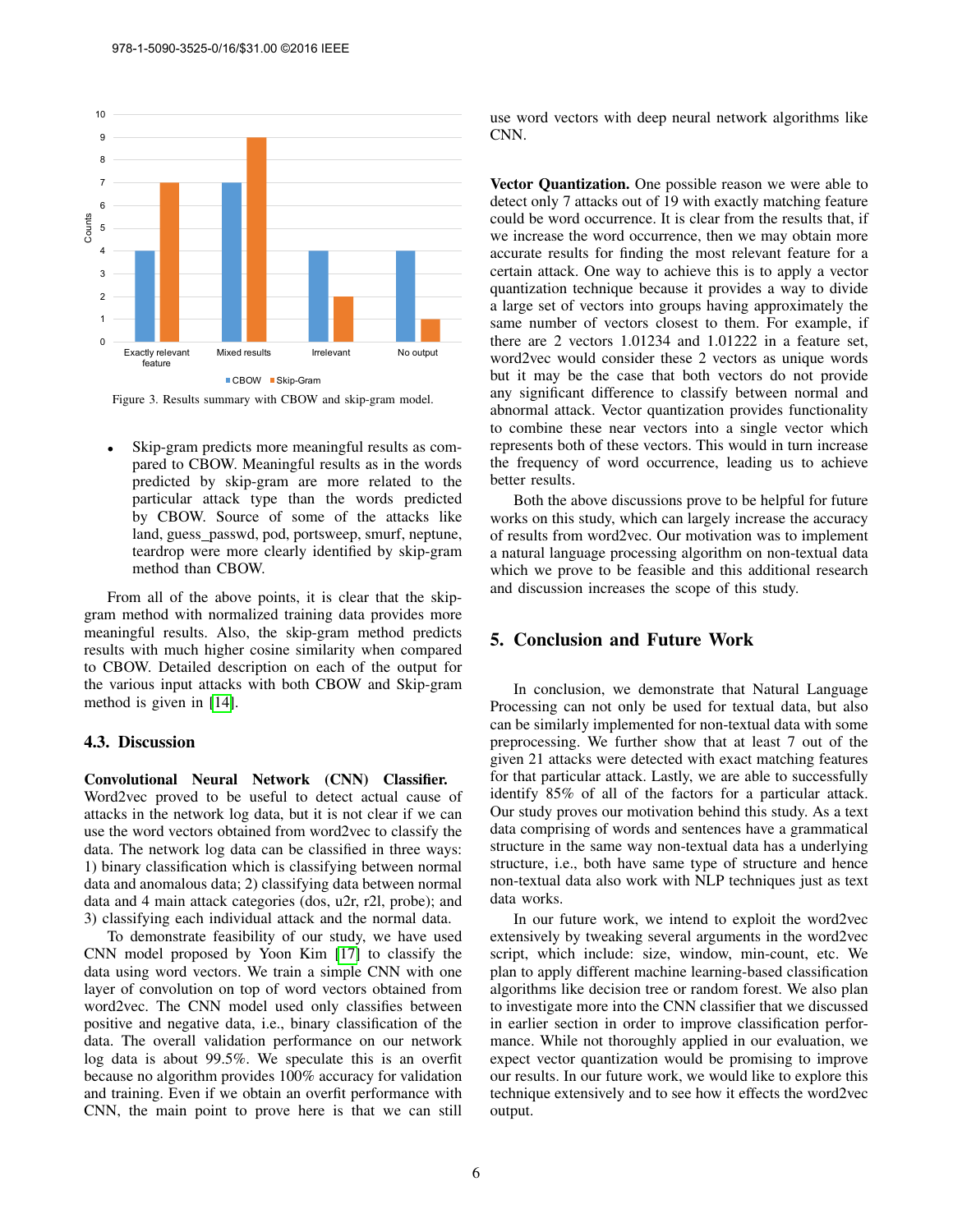Figure 3. Results summary with CBOW and skip-gram model.

- Skip-gram predicts more meaningful results as compared to CBOW. Meaningful results as in the words predicted by skip-gram are more related to the particular attack type than the words predicted by CBOW. Source of some of the attacks like land, guess_passwd, pod, portsweep, smurf, neptune, teardrop were more clearly identified by skip-gram method than CBOW.

From all of the above points, it is clear that the skip-gram method with normalized training data provides more meaningful results. Also, the skip-gram method predicts results with much higher cosine similarity when compared to CBOW. Detailed description on each of the output for the various input attacks with both CBOW and Skip-gram method is given in [14].

### 4.3. Discussion

**Convolutional Neural Network (CNN) Classifier.** Word2vec proved to be useful to detect actual cause of attacks in the network log data, but it is not clear if we can use the word vectors obtained from word2vec to classify the data. The network log data can be classified in three ways: 1) binary classification which is classifying between normal data and anomalous data; 2) classifying data between normal data and 4 main attack categories (dos, u2r, r2l, probe); and 3) classifying each individual attack and the normal data.

To demonstrate feasibility of our study, we have used CNN model proposed by Yoon Kim [17] to classify the data using word vectors. We train a simple CNN with one layer of convolution on top of word vectors obtained from word2vec. The CNN model used only classifies between positive and negative data, i.e., binary classification of the data. The overall validation performance on our network log data is about 99.5%. We speculate this is an overfit because no algorithm provides 100% accuracy for validation and training. Even if we obtain an overfit performance with CNN, the main point to prove here is that we can still use word vectors with deep neural network algorithms like CNN.

**Vector Quantization.** One possible reason we were able to detect only 7 attacks out of 19 with exactly matching feature could be word occurrence. It is clear from the results that, if we increase the word occurrence, then we may obtain more accurate results for finding the most relevant feature for a certain attack. One way to achieve this is to apply a vector quantization technique because it provides a way to divide a large set of vectors into groups having approximately the same number of vectors closest to them. For example, if there are 2 vectors 1.01234 and 1.01222 in a feature set, word2vec would consider these 2 vectors as unique words but it may be the case that both vectors do not provide any significant difference to classify between normal and abnormal attack. Vector quantization provides functionality to combine these near vectors into a single vector which represents both of these vectors. This would in turn increase the frequency of word occurrence, leading us to achieve better results.

Both the above discussions prove to be helpful for future works on this study, which can largely increase the accuracy of results from word2vec. Our motivation was to implement a natural language processing algorithm on non-textual data which we prove to be feasible and this additional research and discussion increases the scope of this study.

## 5. Conclusion and Future Work

In conclusion, we demonstrate that Natural Language Processing can not only be used for textual data, but also can be similarly implemented for non-textual data with some preprocessing. We further show that at least 7 out of the given 21 attacks were detected with exact matching features for that particular attack. Lastly, we are able to successfully identify 85% of all of the factors for a particular attack. Our study proves our motivation behind this study. As a text data comprising of words and sentences have a grammatical structure in the same way non-textual data has a underlying structure, i.e., both have same type of structure and hence non-textual data also work with NLP techniques just as text data works.

In our future work, we intend to exploit the word2vec extensively by tweaking several arguments in the word2vec script, which include: size, window, min-count, etc. We plan to apply different machine learning-based classification algorithms like decision tree or random forest. We also plan to investigate more into the CNN classifier that we discussed in earlier section in order to improve classification performance. While not thoroughly applied in our evaluation, we expect vector quantization would be promising to improve our results. In our future work, we would like to explore this technique extensively and to see how it effects the word2vec output.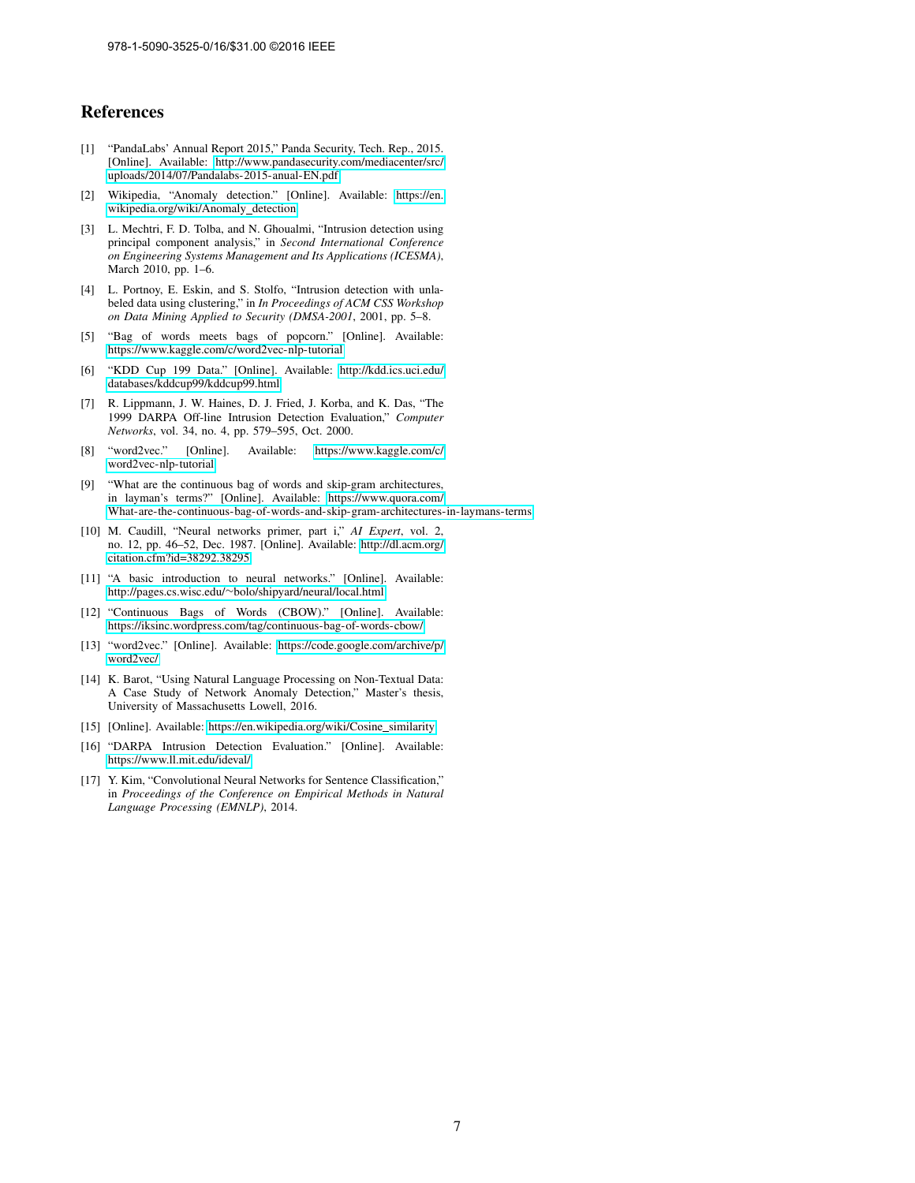978-1-5090-3525-0/16/$31.00 ©2016 IEEE

## References

[1] "PandaLabs' Annual Report 2015," Panda Security, Tech. Rep., 2015. [Online]. Available: http://www.pandasecurity.com/mediacenter/src/uploads/2014/07/Pandalabs-2015-anual-EN.pdf

[2] Wikipedia, "Anomaly detection." [Online]. Available: https://en.wikipedia.org/wiki/Anomaly_detection

[3] L. Mechtri, F. D. Tolba, and N. Ghoualmi, "Intrusion detection using principal component analysis," in *Second International Conference on Engineering Systems Management and Its Applications (ICESMA)*, March 2010, pp. 1–6.

[4] L. Portnoy, E. Eskin, and S. Stolfo, "Intrusion detection with unlabeled data using clustering," in *In Proceedings of ACM CSS Workshop on Data Mining Applied to Security (DMSA-2001*, 2001, pp. 5–8.

[5] "Bag of words meets bags of popcorn." [Online]. Available: https://www.kaggle.com/c/word2vec-nlp-tutorial

[6] "KDD Cup 199 Data." [Online]. Available: http://kdd.ics.uci.edu/databases/kddcup99/kddcup99.html

[7] R. Lippmann, J. W. Haines, D. J. Fried, J. Korba, and K. Das, "The 1999 DARPA Off-line Intrusion Detection Evaluation," *Computer Networks*, vol. 34, no. 4, pp. 579–595, Oct. 2000.

[8] "word2vec." [Online]. Available: https://www.kaggle.com/c/word2vec-nlp-tutorial

[9] "What are the continuous bag of words and skip-gram architectures, in layman's terms?" [Online]. Available: https://www.quora.com/What-are-the-continuous-bag-of-words-and-skip-gram-architectures-in-laymans-terms

[10] M. Caudill, "Neural networks primer, part i," *AI Expert*, vol. 2, no. 12, pp. 46–52, Dec. 1987. [Online]. Available: http://dl.acm.org/citation.cfm?id=38292.38295

[11] "A basic introduction to neural networks." [Online]. Available: http://pages.cs.wisc.edu/~bolo/shipyard/neural/local.html

[12] "Continuous Bags of Words (CBOW)." [Online]. Available: https://iksinc.wordpress.com/tag/continuous-bag-of-words-cbow/

[13] "word2vec." [Online]. Available: https://code.google.com/archive/p/word2vec/

[14] K. Barot, "Using Natural Language Processing on Non-Textual Data: A Case Study of Network Anomaly Detection," Master's thesis, University of Massachusetts Lowell, 2016.

[15] [Online]. Available: https://en.wikipedia.org/wiki/Cosine_similarity

[16] "DARPA Intrusion Detection Evaluation." [Online]. Available: https://www.ll.mit.edu/ideval/

[17] Y. Kim, "Convolutional Neural Networks for Sentence Classification," in *Proceedings of the Conference on Empirical Methods in Natural Language Processing (EMNLP)*, 2014.